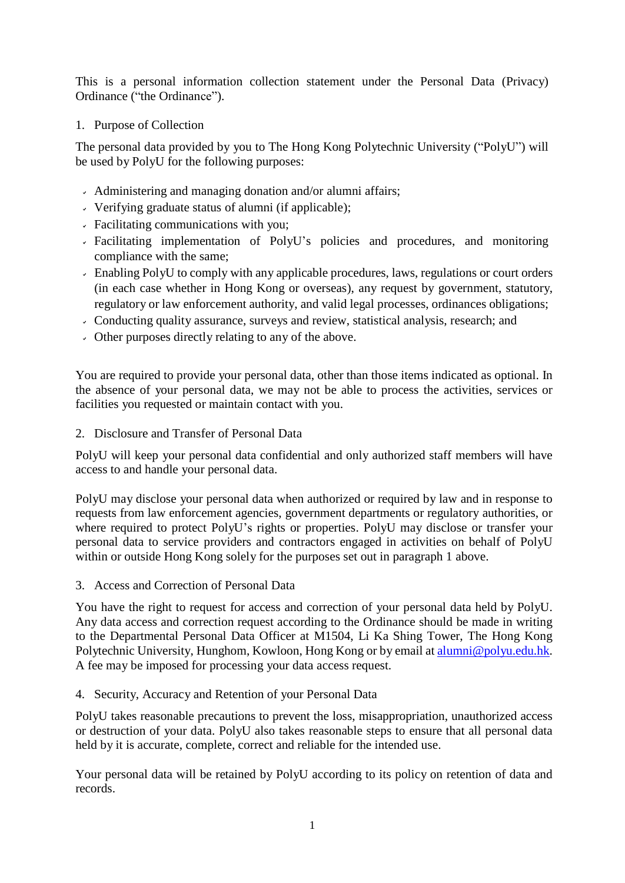This is a personal information collection statement under the Personal Data (Privacy) Ordinance ("the Ordinance").

## 1. Purpose of Collection

The personal data provided by you to The Hong Kong Polytechnic University ("PolyU") will be used by PolyU for the following purposes:

- Administering and managing donation and/or alumni affairs;
- Verifying graduate status of alumni (if applicable);
- Facilitating communications with you;
- Facilitating implementation of PolyU's policies and procedures, and monitoring compliance with the same;
- Enabling PolyU to comply with any applicable procedures, laws, regulations or court orders (in each case whether in Hong Kong or overseas), any request by government, statutory, regulatory or law enforcement authority, and valid legal processes, ordinances obligations;
- Conducting quality assurance, surveys and review, statistical analysis, research; and
- Other purposes directly relating to any of the above.

You are required to provide your personal data, other than those items indicated as optional. In the absence of your personal data, we may not be able to process the activities, services or facilities you requested or maintain contact with you.

## 2. Disclosure and Transfer of Personal Data

PolyU will keep your personal data confidential and only authorized staff members will have access to and handle your personal data.

PolyU may disclose your personal data when authorized or required by law and in response to requests from law enforcement agencies, government departments or regulatory authorities, or where required to protect PolyU's rights or properties. PolyU may disclose or transfer your personal data to service providers and contractors engaged in activities on behalf of PolyU within or outside Hong Kong solely for the purposes set out in paragraph 1 above.

## 3. Access and Correction of Personal Data

You have the right to request for access and correction of your personal data held by PolyU. Any data access and correction request according to the Ordinance should be made in writing to the Departmental Personal Data Officer at M1504, Li Ka Shing Tower, The Hong Kong Polytechnic University, Hunghom, Kowloon, Hong Kong or by email at alumni@polyu.edu.hk. A fee may be imposed for processing your data access request.

## 4. Security, Accuracy and Retention of your Personal Data

PolyU takes reasonable precautions to prevent the loss, misappropriation, unauthorized access or destruction of your data. PolyU also takes reasonable steps to ensure that all personal data held by it is accurate, complete, correct and reliable for the intended use.

Your personal data will be retained by PolyU according to its policy on retention of data and records.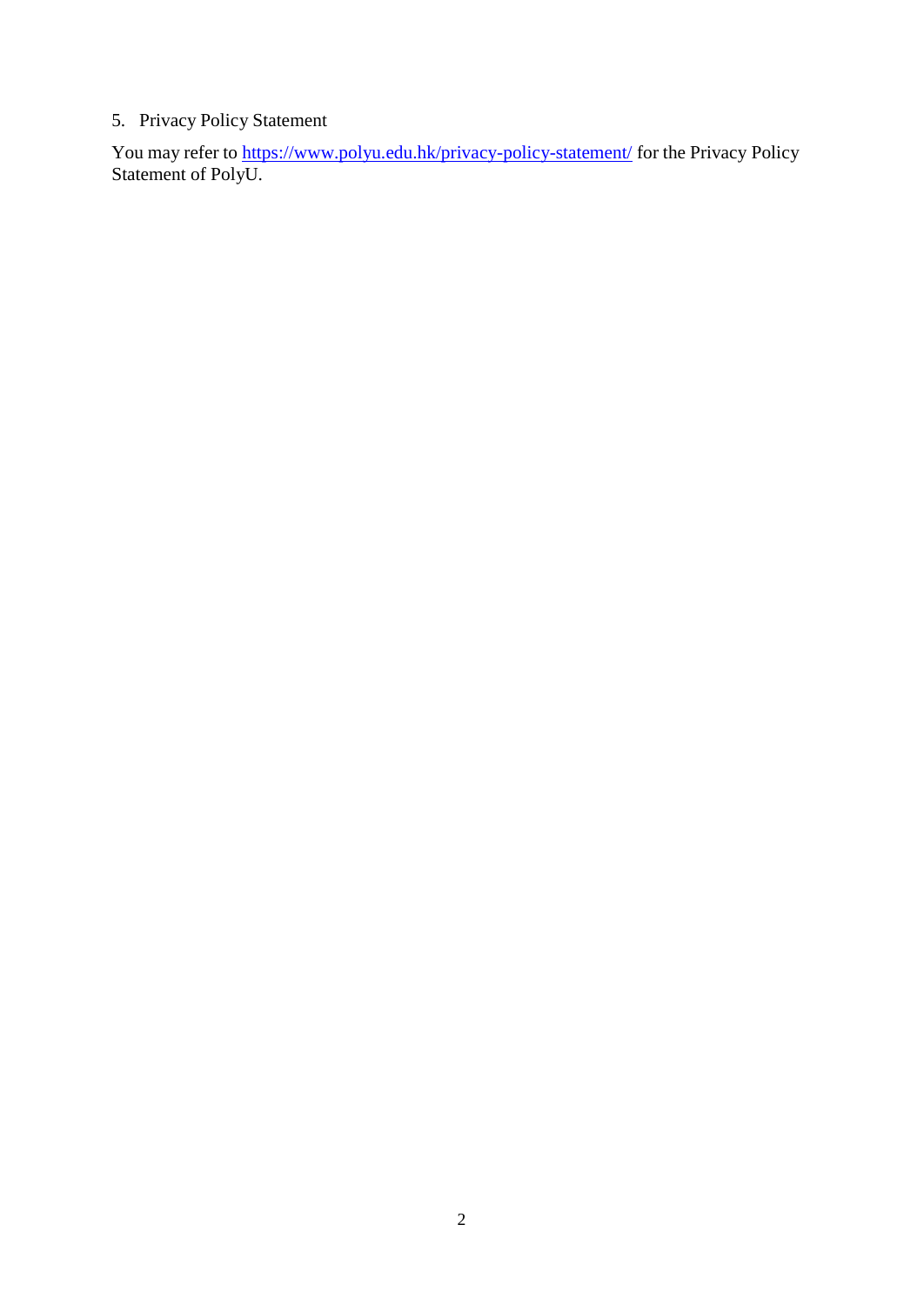5. Privacy Policy Statement

You may refer to https://www.polyu.edu.hk/privacy-policy-statement/ for the Privacy Policy Statement of PolyU.